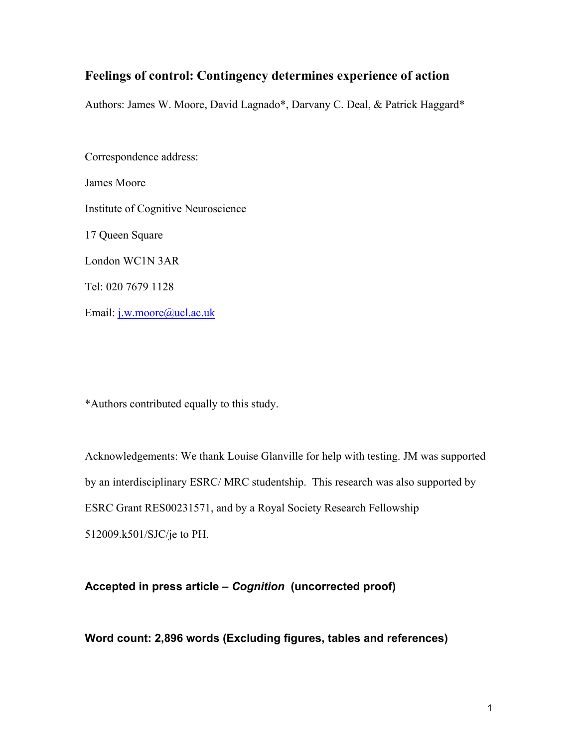# Feelings of control: Contingency determines experience of action

Authors: James W. Moore, David Lagnado*, Darvany C. Deal, & Patrick Haggard*

Correspondence address:

James Moore

Institute of Cognitive Neuroscience

17 Queen Square

London WC1N 3AR

Tel: 020 7679 1128

Email: [j.w.moore@ucl.ac.uk](mailto:j.w.moore@ucl.ac.uk)

*Authors contributed equally to this study.

Acknowledgements: We thank Louise Glanville for help with testing. JM was supported by an interdisciplinary ESRC/ MRC studentship. This research was also supported by ESRC Grant RES00231571, and by a Royal Society Research Fellowship 512009.k501/SJC/je to PH.

**Accepted in press article – *Cognition* (uncorrected proof)**

**Word count: 2,896 words (Excluding figures, tables and references)**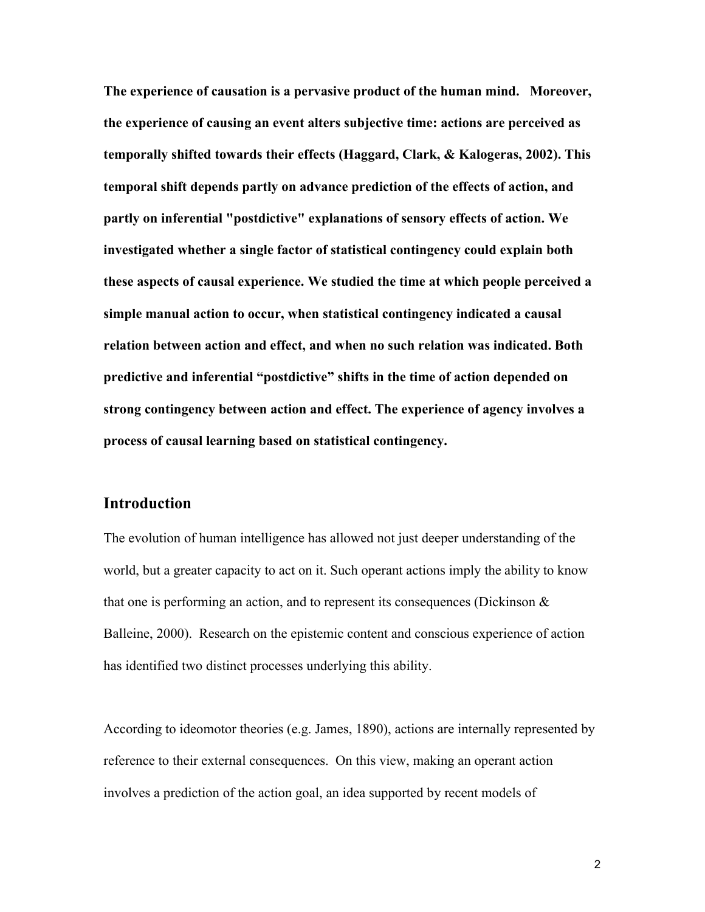**The experience of causation is a pervasive product of the human mind. Moreover, the experience of causing an event alters subjective time: actions are perceived as temporally shifted towards their effects (Haggard, Clark, & Kalogeras, 2002). This temporal shift depends partly on advance prediction of the effects of action, and partly on inferential "postdictive" explanations of sensory effects of action. We investigated whether a single factor of statistical contingency could explain both these aspects of causal experience. We studied the time at which people perceived a simple manual action to occur, when statistical contingency indicated a causal relation between action and effect, and when no such relation was indicated. Both predictive and inferential "postdictive" shifts in the time of action depended on strong contingency between action and effect. The experience of agency involves a process of causal learning based on statistical contingency.**

## Introduction

The evolution of human intelligence has allowed not just deeper understanding of the world, but a greater capacity to act on it. Such operant actions imply the ability to know that one is performing an action, and to represent its consequences (Dickinson & Balleine, 2000). Research on the epistemic content and conscious experience of action has identified two distinct processes underlying this ability.

According to ideomotor theories (e.g. James, 1890), actions are internally represented by reference to their external consequences. On this view, making an operant action involves a prediction of the action goal, an idea supported by recent models of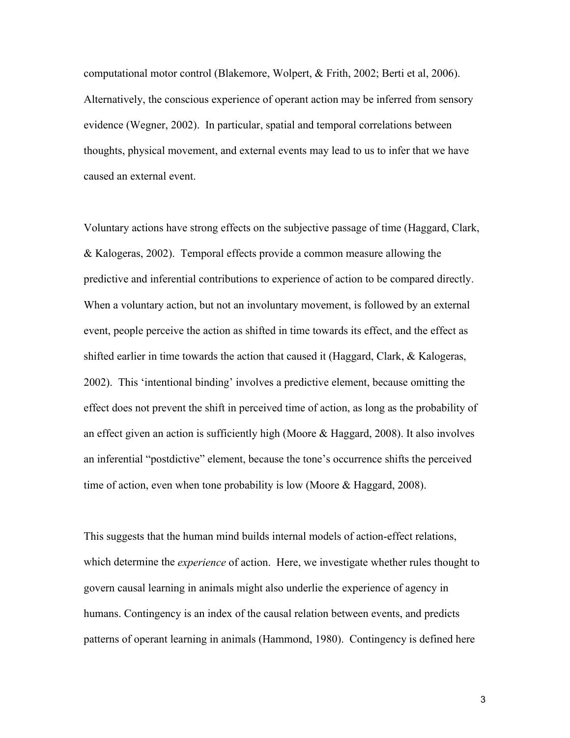computational motor control (Blakemore, Wolpert, & Frith, 2002; Berti et al, 2006). Alternatively, the conscious experience of operant action may be inferred from sensory evidence (Wegner, 2002). In particular, spatial and temporal correlations between thoughts, physical movement, and external events may lead to us to infer that we have caused an external event.

Voluntary actions have strong effects on the subjective passage of time (Haggard, Clark, & Kalogeras, 2002). Temporal effects provide a common measure allowing the predictive and inferential contributions to experience of action to be compared directly. When a voluntary action, but not an involuntary movement, is followed by an external event, people perceive the action as shifted in time towards its effect, and the effect as shifted earlier in time towards the action that caused it (Haggard, Clark, & Kalogeras, 2002). This 'intentional binding' involves a predictive element, because omitting the effect does not prevent the shift in perceived time of action, as long as the probability of an effect given an action is sufficiently high (Moore & Haggard, 2008). It also involves an inferential "postdictive" element, because the tone's occurrence shifts the perceived time of action, even when tone probability is low (Moore & Haggard, 2008).

This suggests that the human mind builds internal models of action-effect relations, which determine the *experience* of action. Here, we investigate whether rules thought to govern causal learning in animals might also underlie the experience of agency in humans. Contingency is an index of the causal relation between events, and predicts patterns of operant learning in animals (Hammond, 1980). Contingency is defined here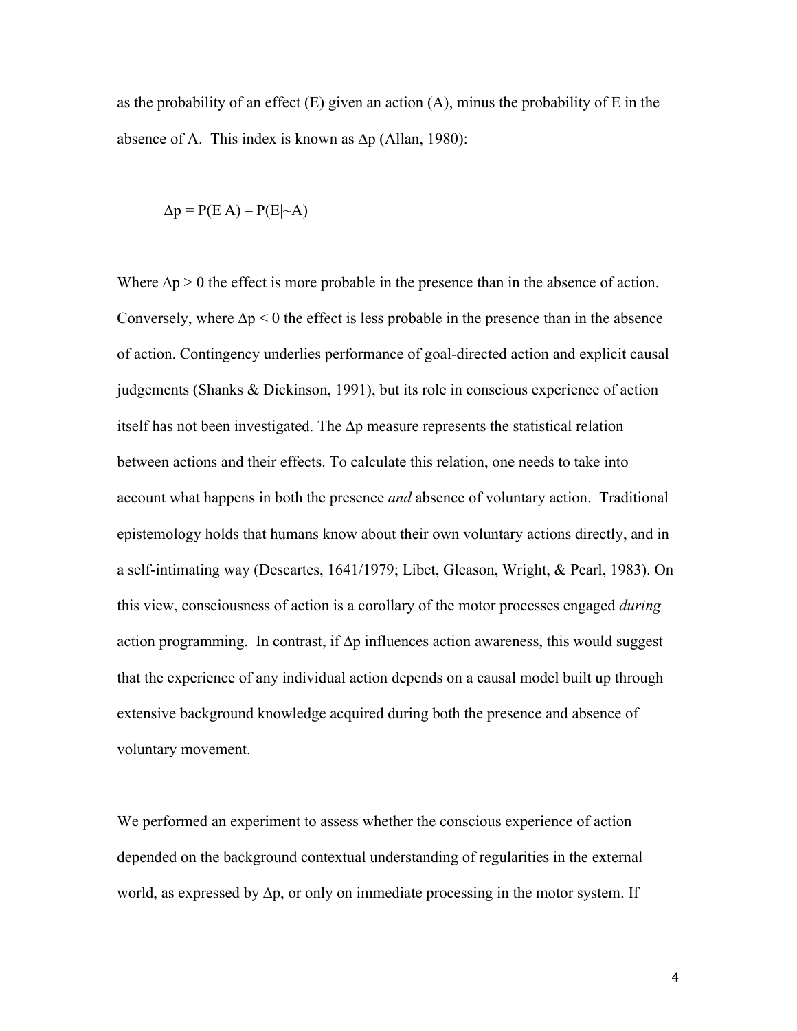as the probability of an effect (E) given an action (A), minus the probability of E in the absence of A. This index is known as $\Delta p$ (Allan, 1980):

$$\Delta p = P(E|A) - P(E|{\sim}A)$$

Where $\Delta p > 0$ the effect is more probable in the presence than in the absence of action. Conversely, where $\Delta p < 0$ the effect is less probable in the presence than in the absence of action. Contingency underlies performance of goal-directed action and explicit causal judgements (Shanks & Dickinson, 1991), but its role in conscious experience of action itself has not been investigated. The $\Delta p$ measure represents the statistical relation between actions and their effects. To calculate this relation, one needs to take into account what happens in both the presence *and* absence of voluntary action. Traditional epistemology holds that humans know about their own voluntary actions directly, and in a self-intimating way (Descartes, 1641/1979; Libet, Gleason, Wright, & Pearl, 1983). On this view, consciousness of action is a corollary of the motor processes engaged *during* action programming. In contrast, if $\Delta p$ influences action awareness, this would suggest that the experience of any individual action depends on a causal model built up through extensive background knowledge acquired during both the presence and absence of voluntary movement.

We performed an experiment to assess whether the conscious experience of action depended on the background contextual understanding of regularities in the external world, as expressed by $\Delta p$, or only on immediate processing in the motor system. If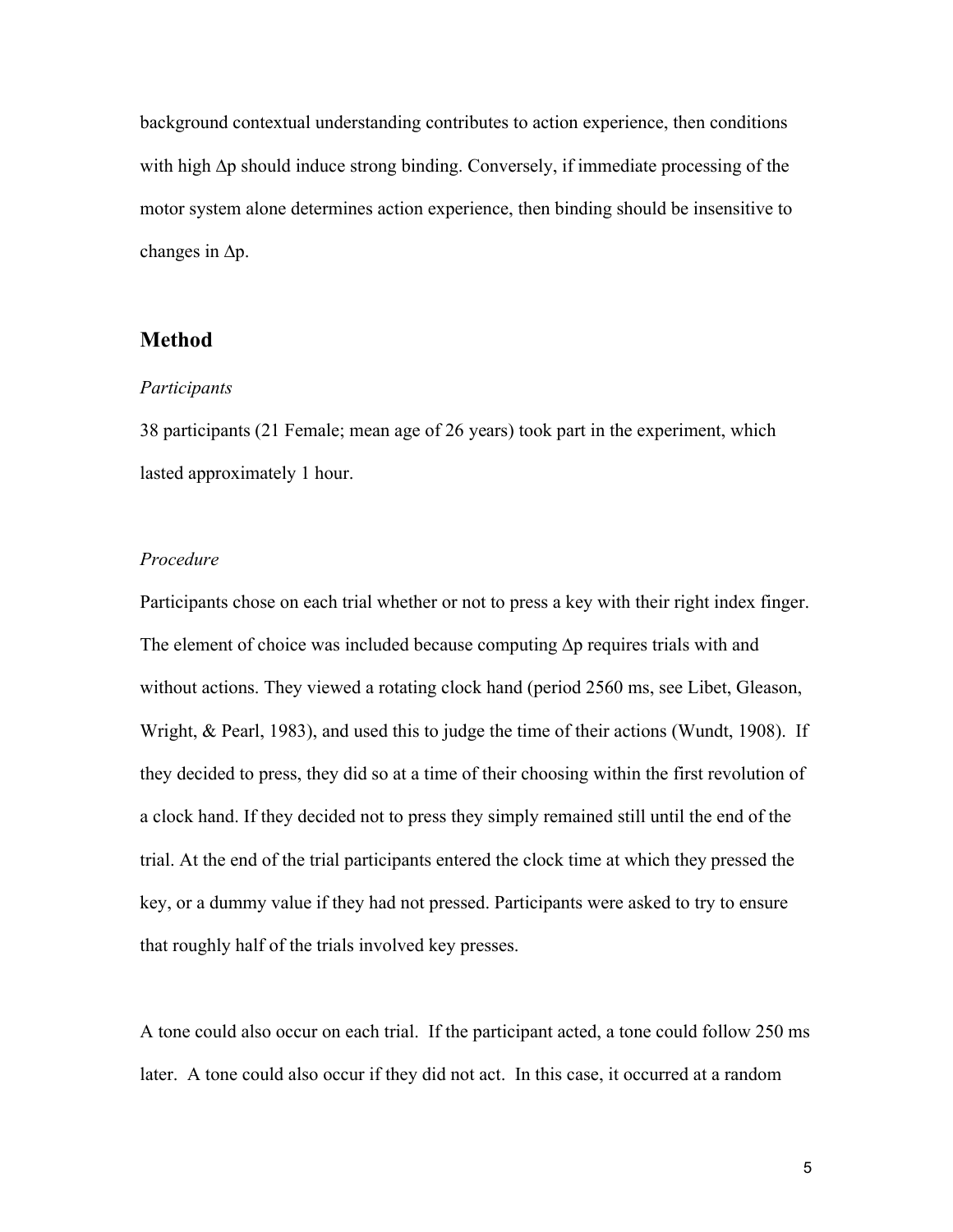background contextual understanding contributes to action experience, then conditions with high $\Delta p$ should induce strong binding. Conversely, if immediate processing of the motor system alone determines action experience, then binding should be insensitive to changes in $\Delta p$.

## Method

### *Participants*

38 participants (21 Female; mean age of 26 years) took part in the experiment, which lasted approximately 1 hour.

### *Procedure*

Participants chose on each trial whether or not to press a key with their right index finger. The element of choice was included because computing $\Delta p$ requires trials with and without actions. They viewed a rotating clock hand (period 2560 ms, see Libet, Gleason, Wright, & Pearl, 1983), and used this to judge the time of their actions (Wundt, 1908). If they decided to press, they did so at a time of their choosing within the first revolution of a clock hand. If they decided not to press they simply remained still until the end of the trial. At the end of the trial participants entered the clock time at which they pressed the key, or a dummy value if they had not pressed. Participants were asked to try to ensure that roughly half of the trials involved key presses.

A tone could also occur on each trial. If the participant acted, a tone could follow 250 ms later. A tone could also occur if they did not act. In this case, it occurred at a random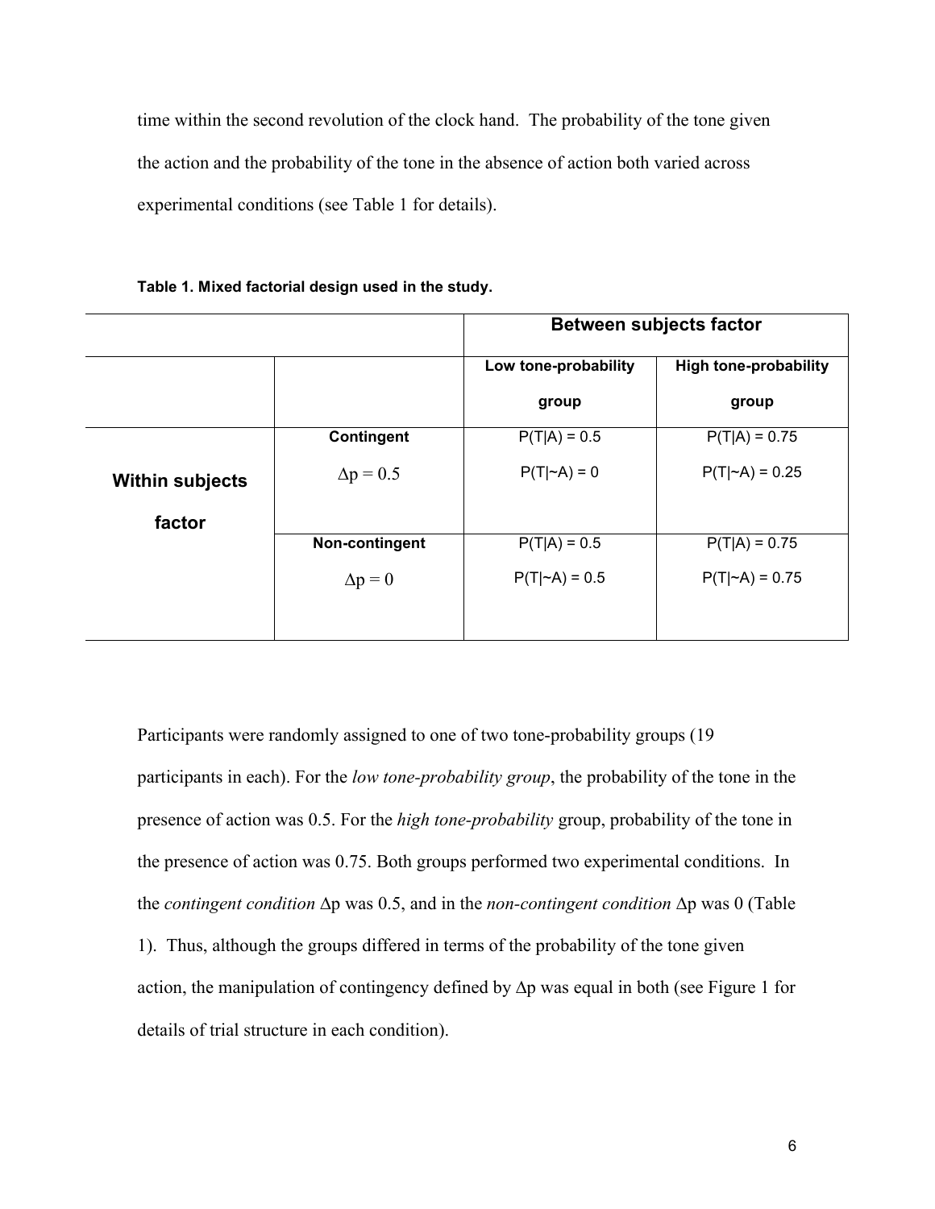time within the second revolution of the clock hand. The probability of the tone given the action and the probability of the tone in the absence of action both varied across experimental conditions (see Table 1 for details).

**Table 1. Mixed factorial design used in the study.**

| | | **Between subjects factor** | |
|---|---|---|---|
| | | **Low tone-probability group** | **High tone-probability group** |
| **Within subjects factor** | **Contingent** $\Delta p = 0.5$ | P(T\|A) = 0.5<br>P(T\|~A) = 0 | P(T\|A) = 0.75<br>P(T\|~A) = 0.25 |
| | **Non-contingent** $\Delta p = 0$ | P(T\|A) = 0.5<br>P(T\|~A) = 0.5 | P(T\|A) = 0.75<br>P(T\|~A) = 0.75 |

Participants were randomly assigned to one of two tone-probability groups (19 participants in each). For the *low tone-probability group*, the probability of the tone in the presence of action was 0.5. For the *high tone-probability* group, probability of the tone in the presence of action was 0.75. Both groups performed two experimental conditions. In the *contingent condition* $\Delta p$ was 0.5, and in the *non-contingent condition* $\Delta p$ was 0 (Table 1). Thus, although the groups differed in terms of the probability of the tone given action, the manipulation of contingency defined by $\Delta p$ was equal in both (see Figure 1 for details of trial structure in each condition).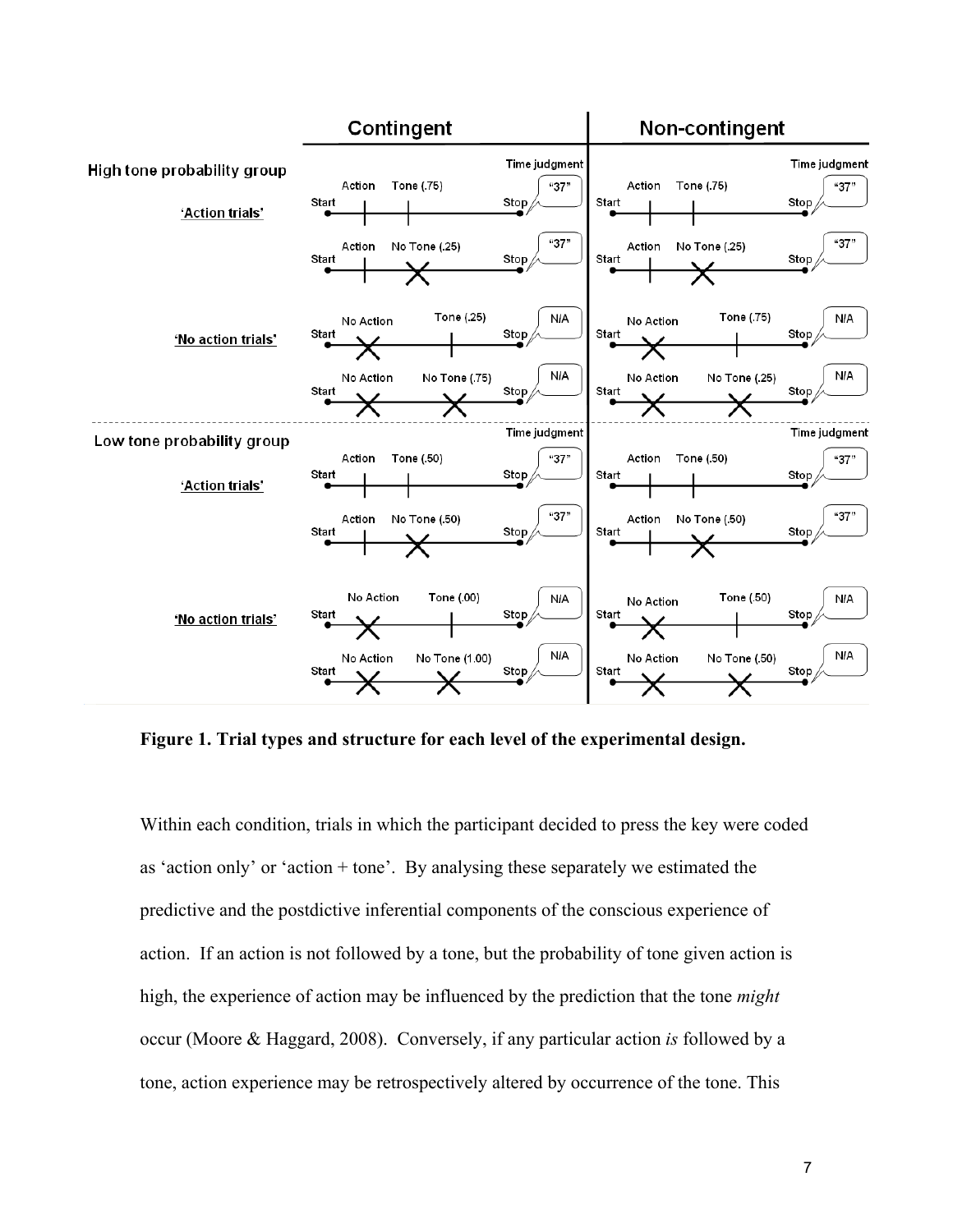**Figure 1. Trial types and structure for each level of the experimental design.**

Within each condition, trials in which the participant decided to press the key were coded as 'action only' or 'action + tone'. By analysing these separately we estimated the predictive and the postdictive inferential components of the conscious experience of action. If an action is not followed by a tone, but the probability of tone given action is high, the experience of action may be influenced by the prediction that the tone *might* occur (Moore & Haggard, 2008). Conversely, if any particular action *is* followed by a tone, action experience may be retrospectively altered by occurrence of the tone. This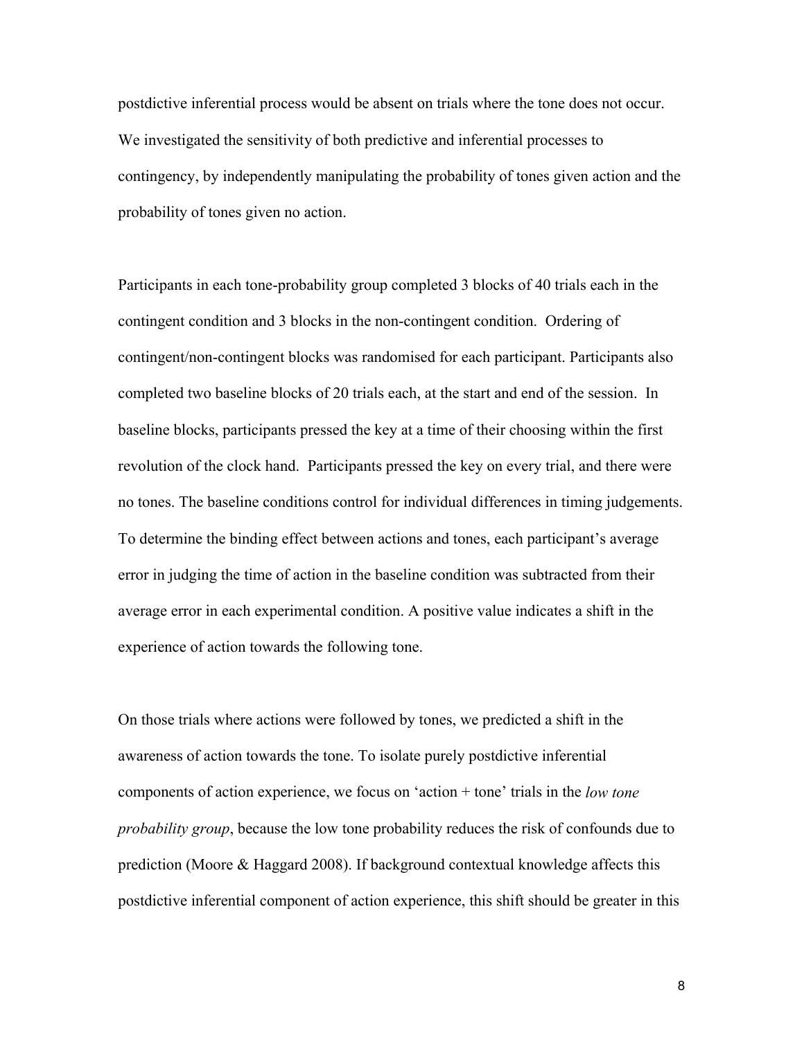postdictive inferential process would be absent on trials where the tone does not occur. We investigated the sensitivity of both predictive and inferential processes to contingency, by independently manipulating the probability of tones given action and the probability of tones given no action.

Participants in each tone-probability group completed 3 blocks of 40 trials each in the contingent condition and 3 blocks in the non-contingent condition. Ordering of contingent/non-contingent blocks was randomised for each participant. Participants also completed two baseline blocks of 20 trials each, at the start and end of the session. In baseline blocks, participants pressed the key at a time of their choosing within the first revolution of the clock hand. Participants pressed the key on every trial, and there were no tones. The baseline conditions control for individual differences in timing judgements. To determine the binding effect between actions and tones, each participant's average error in judging the time of action in the baseline condition was subtracted from their average error in each experimental condition. A positive value indicates a shift in the experience of action towards the following tone.

On those trials where actions were followed by tones, we predicted a shift in the awareness of action towards the tone. To isolate purely postdictive inferential components of action experience, we focus on 'action + tone' trials in the *low tone probability group*, because the low tone probability reduces the risk of confounds due to prediction (Moore & Haggard 2008). If background contextual knowledge affects this postdictive inferential component of action experience, this shift should be greater in this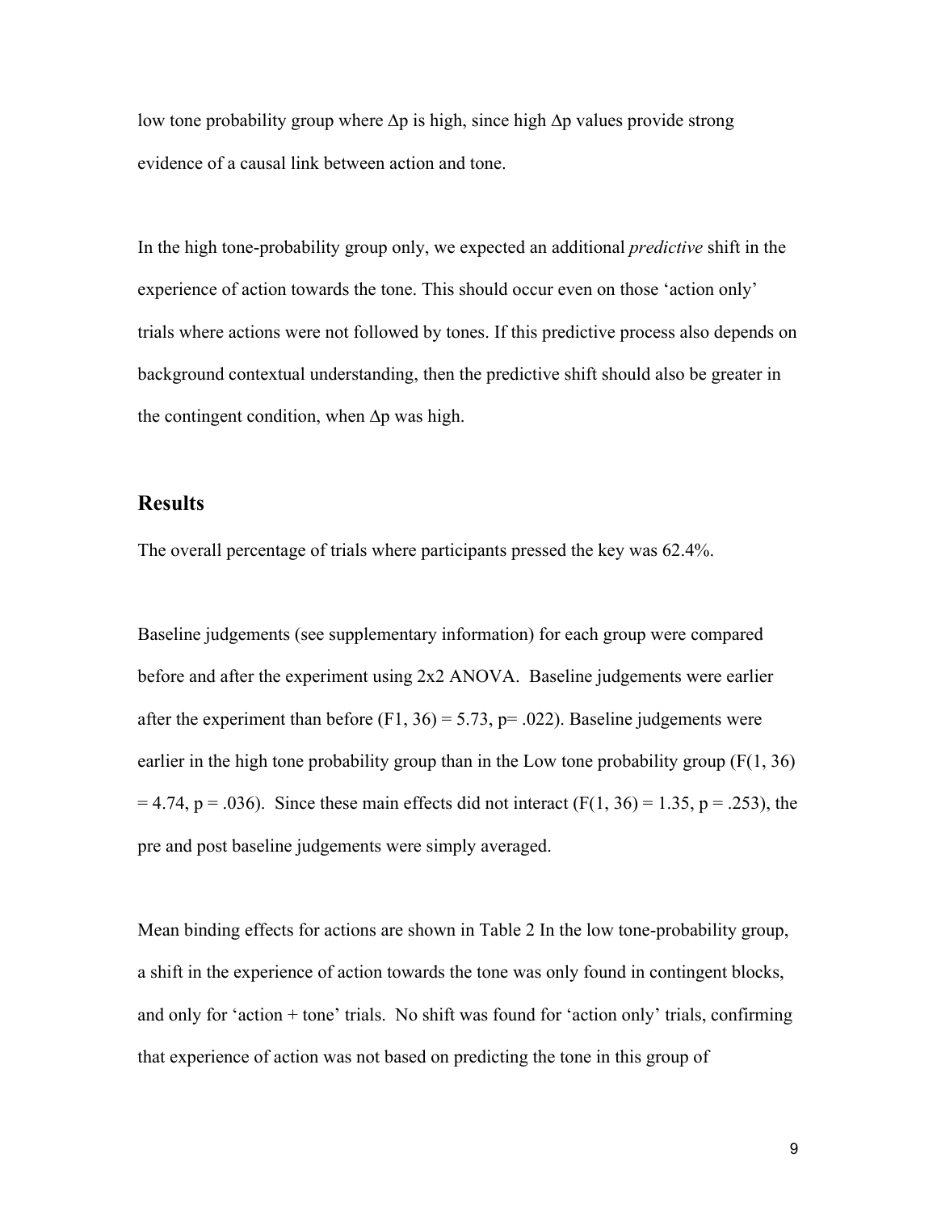low tone probability group where $\Delta p$ is high, since high $\Delta p$ values provide strong evidence of a causal link between action and tone.

In the high tone-probability group only, we expected an additional *predictive* shift in the experience of action towards the tone. This should occur even on those 'action only' trials where actions were not followed by tones. If this predictive process also depends on background contextual understanding, then the predictive shift should also be greater in the contingent condition, when $\Delta p$ was high.

## Results

The overall percentage of trials where participants pressed the key was 62.4%.

Baseline judgements (see supplementary information) for each group were compared before and after the experiment using 2x2 ANOVA. Baseline judgements were earlier after the experiment than before ($F1, 36) = 5.73$, $p= .022$). Baseline judgements were earlier in the high tone probability group than in the Low tone probability group ($F(1, 36) = 4.74$, $p = .036$). Since these main effects did not interact ($F(1, 36) = 1.35$, $p = .253$), the pre and post baseline judgements were simply averaged.

Mean binding effects for actions are shown in Table 2 In the low tone-probability group, a shift in the experience of action towards the tone was only found in contingent blocks, and only for 'action + tone' trials. No shift was found for 'action only' trials, confirming that experience of action was not based on predicting the tone in this group of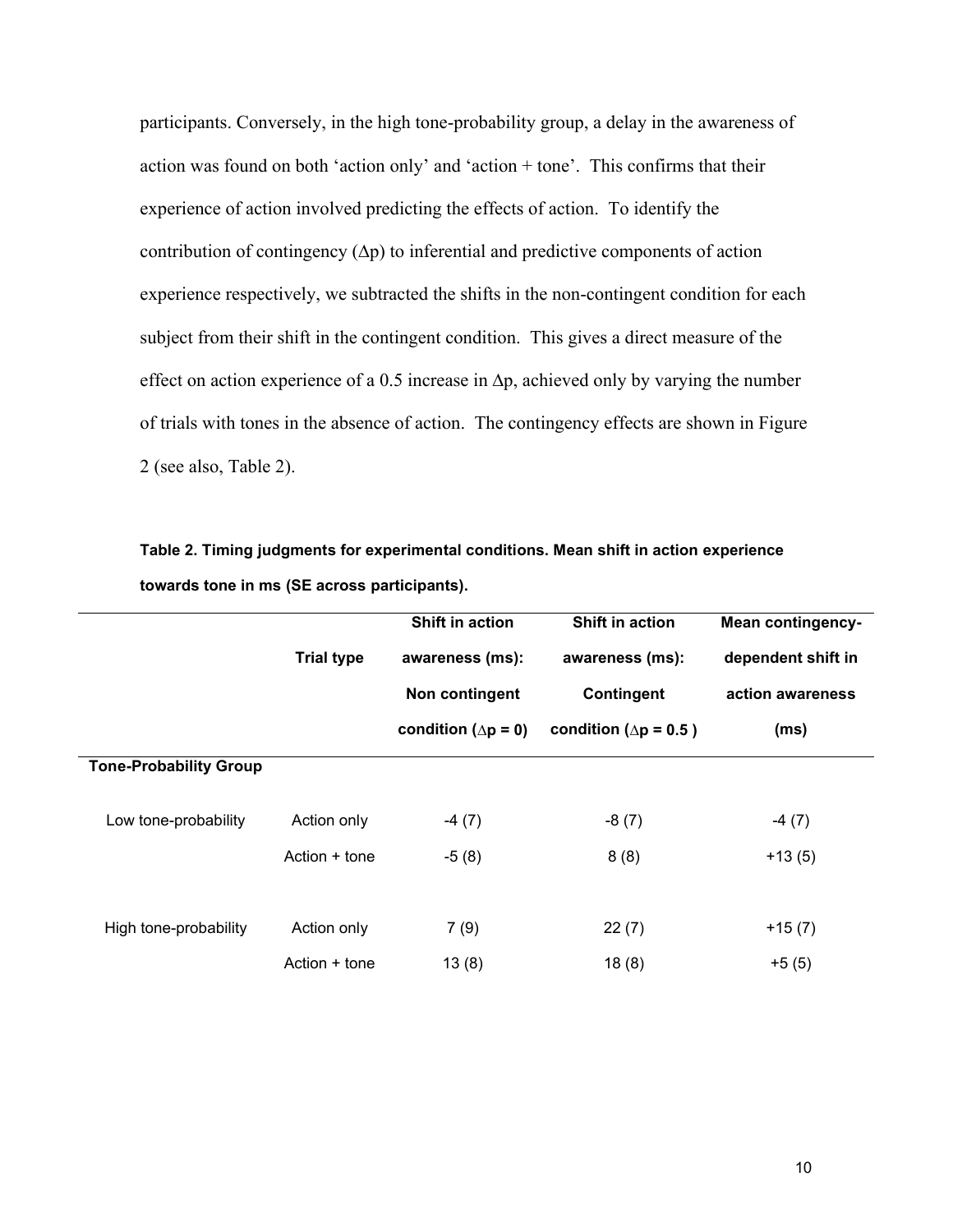participants. Conversely, in the high tone-probability group, a delay in the awareness of action was found on both 'action only' and 'action + tone'. This confirms that their experience of action involved predicting the effects of action. To identify the contribution of contingency ($\Delta p$) to inferential and predictive components of action experience respectively, we subtracted the shifts in the non-contingent condition for each subject from their shift in the contingent condition. This gives a direct measure of the effect on action experience of a 0.5 increase in $\Delta p$, achieved only by varying the number of trials with tones in the absence of action. The contingency effects are shown in Figure 2 (see also, Table 2).

**Table 2. Timing judgments for experimental conditions. Mean shift in action experience towards tone in ms (SE across participants).**

| | Trial type | Shift in action awareness (ms): Non contingent condition ($\Delta p = 0$) | Shift in action awareness (ms): Contingent condition ($\Delta p = 0.5$) | Mean contingency-dependent shift in action awareness (ms) |
|---|---|---|---|---|
| **Tone-Probability Group** | | | | |
| Low tone-probability | Action only | -4 (7) | -8 (7) | -4 (7) |
| | Action + tone | -5 (8) | 8 (8) | +13 (5) |
| High tone-probability | Action only | 7 (9) | 22 (7) | +15 (7) |
| | Action + tone | 13 (8) | 18 (8) | +5 (5) |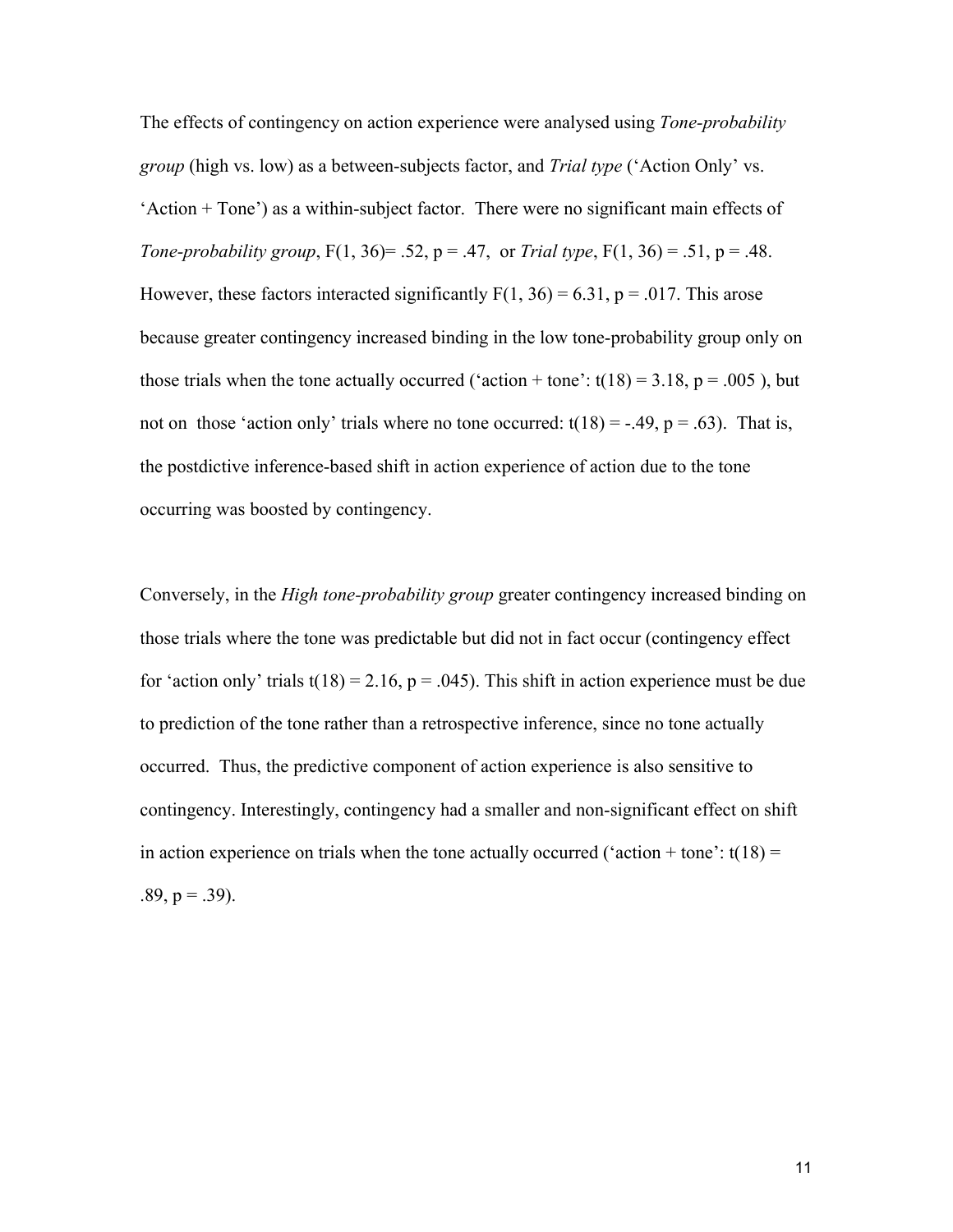The effects of contingency on action experience were analysed using *Tone-probability group* (high vs. low) as a between-subjects factor, and *Trial type* ('Action Only' vs. 'Action + Tone') as a within-subject factor. There were no significant main effects of *Tone-probability group*, $F(1, 36) = .52$, $p = .47$, or *Trial type*, $F(1, 36) = .51$, $p = .48$. However, these factors interacted significantly $F(1, 36) = 6.31$, $p = .017$. This arose because greater contingency increased binding in the low tone-probability group only on those trials when the tone actually occurred ('action + tone': $t(18) = 3.18$, $p = .005$ ), but not on those 'action only' trials where no tone occurred: $t(18) = -.49$, $p = .63$). That is, the postdictive inference-based shift in action experience of action due to the tone occurring was boosted by contingency.

Conversely, in the *High tone-probability group* greater contingency increased binding on those trials where the tone was predictable but did not in fact occur (contingency effect for 'action only' trials $t(18) = 2.16$, $p = .045$). This shift in action experience must be due to prediction of the tone rather than a retrospective inference, since no tone actually occurred. Thus, the predictive component of action experience is also sensitive to contingency. Interestingly, contingency had a smaller and non-significant effect on shift in action experience on trials when the tone actually occurred ('action + tone': $t(18) = .89$, $p = .39$).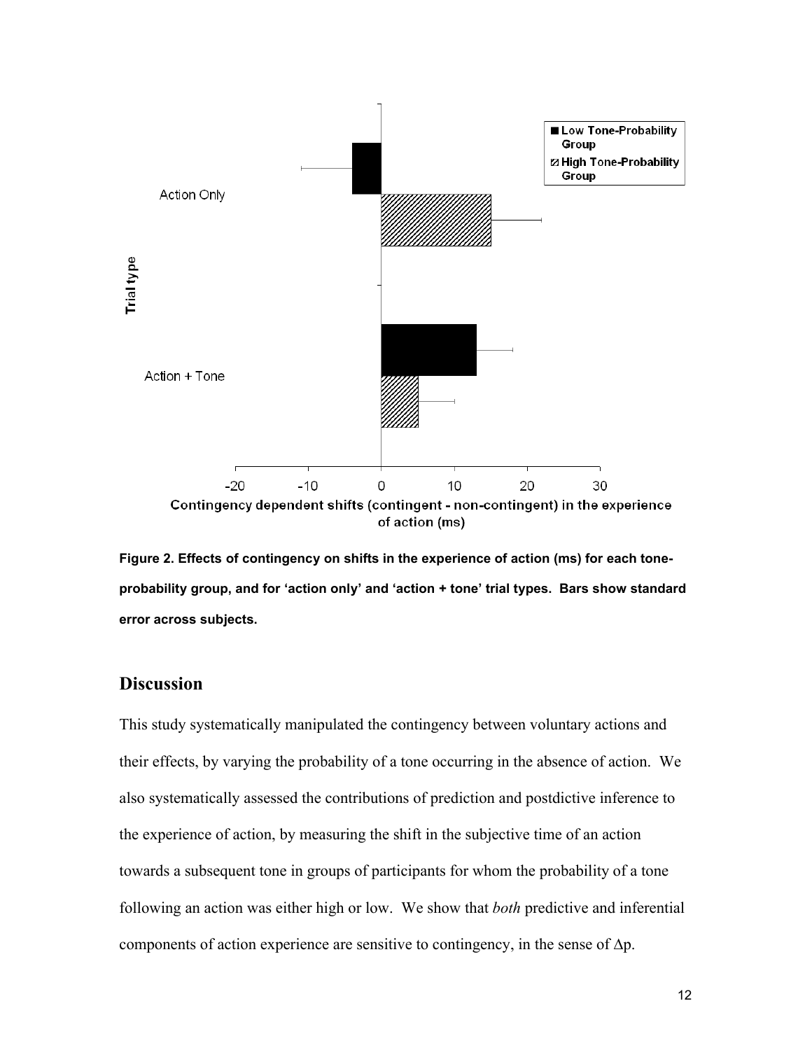**Figure 2. Effects of contingency on shifts in the experience of action (ms) for each tone-probability group, and for 'action only' and 'action + tone' trial types. Bars show standard error across subjects.**

## Discussion

This study systematically manipulated the contingency between voluntary actions and their effects, by varying the probability of a tone occurring in the absence of action. We also systematically assessed the contributions of prediction and postdictive inference to the experience of action, by measuring the shift in the subjective time of an action towards a subsequent tone in groups of participants for whom the probability of a tone following an action was either high or low. We show that *both* predictive and inferential components of action experience are sensitive to contingency, in the sense of $\Delta p$.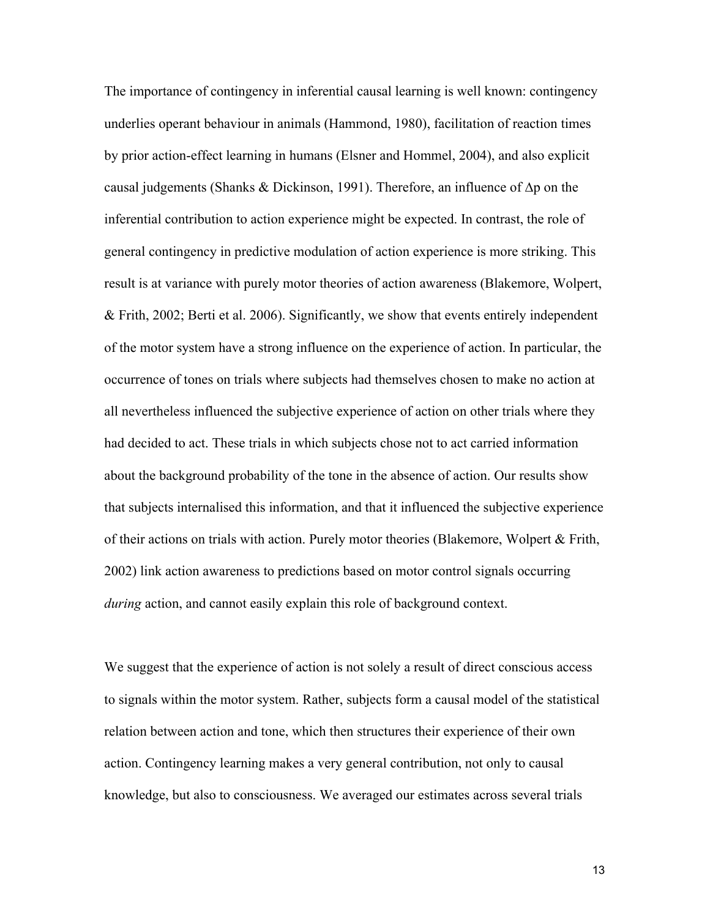The importance of contingency in inferential causal learning is well known: contingency underlies operant behaviour in animals (Hammond, 1980), facilitation of reaction times by prior action-effect learning in humans (Elsner and Hommel, 2004), and also explicit causal judgements (Shanks & Dickinson, 1991). Therefore, an influence of $\Delta p$ on the inferential contribution to action experience might be expected. In contrast, the role of general contingency in predictive modulation of action experience is more striking. This result is at variance with purely motor theories of action awareness (Blakemore, Wolpert, & Frith, 2002; Berti et al. 2006). Significantly, we show that events entirely independent of the motor system have a strong influence on the experience of action. In particular, the occurrence of tones on trials where subjects had themselves chosen to make no action at all nevertheless influenced the subjective experience of action on other trials where they had decided to act. These trials in which subjects chose not to act carried information about the background probability of the tone in the absence of action. Our results show that subjects internalised this information, and that it influenced the subjective experience of their actions on trials with action. Purely motor theories (Blakemore, Wolpert & Frith, 2002) link action awareness to predictions based on motor control signals occurring *during* action, and cannot easily explain this role of background context.

We suggest that the experience of action is not solely a result of direct conscious access to signals within the motor system. Rather, subjects form a causal model of the statistical relation between action and tone, which then structures their experience of their own action. Contingency learning makes a very general contribution, not only to causal knowledge, but also to consciousness. We averaged our estimates across several trials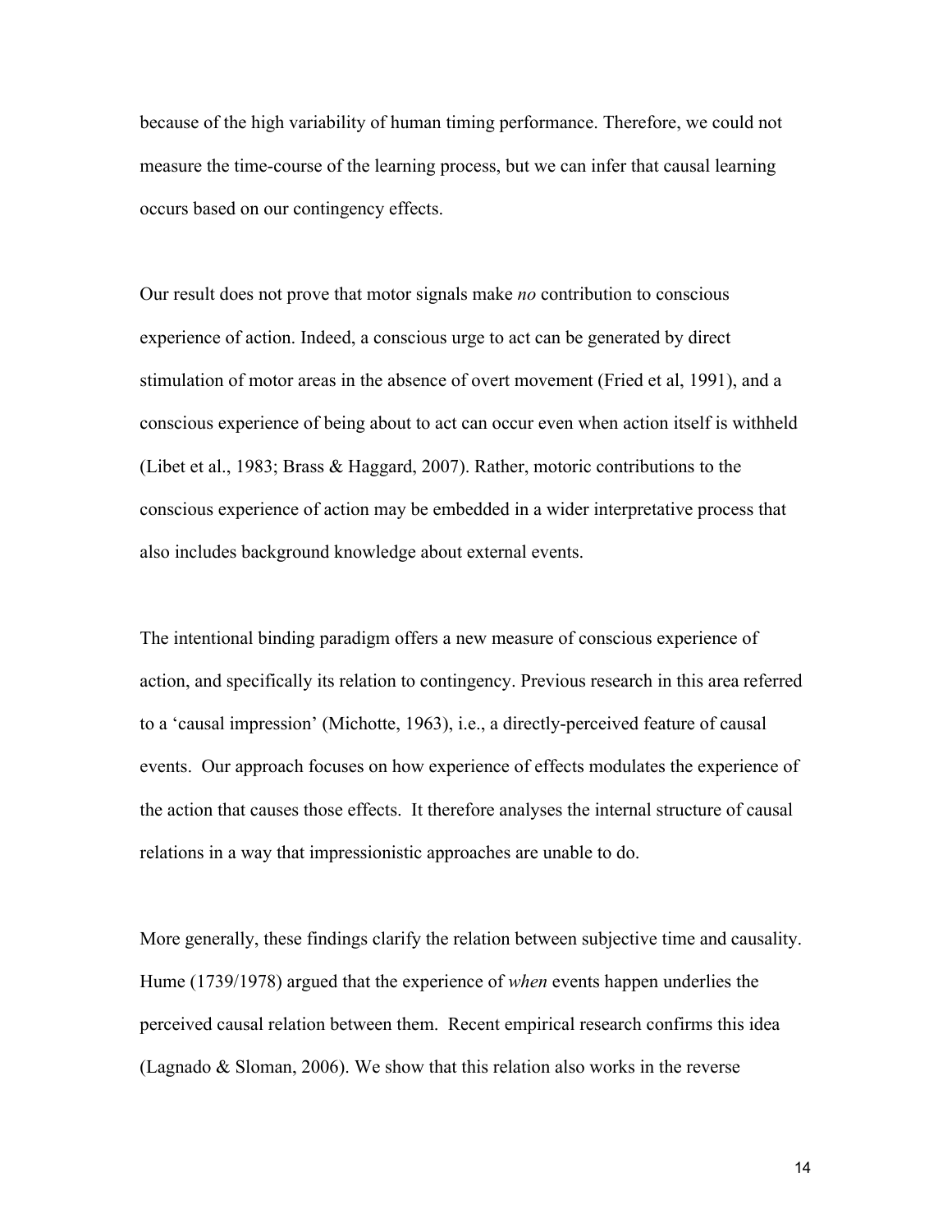because of the high variability of human timing performance. Therefore, we could not measure the time-course of the learning process, but we can infer that causal learning occurs based on our contingency effects.

Our result does not prove that motor signals make *no* contribution to conscious experience of action. Indeed, a conscious urge to act can be generated by direct stimulation of motor areas in the absence of overt movement (Fried et al, 1991), and a conscious experience of being about to act can occur even when action itself is withheld (Libet et al., 1983; Brass & Haggard, 2007). Rather, motoric contributions to the conscious experience of action may be embedded in a wider interpretative process that also includes background knowledge about external events.

The intentional binding paradigm offers a new measure of conscious experience of action, and specifically its relation to contingency. Previous research in this area referred to a 'causal impression' (Michotte, 1963), i.e., a directly-perceived feature of causal events. Our approach focuses on how experience of effects modulates the experience of the action that causes those effects. It therefore analyses the internal structure of causal relations in a way that impressionistic approaches are unable to do.

More generally, these findings clarify the relation between subjective time and causality. Hume (1739/1978) argued that the experience of *when* events happen underlies the perceived causal relation between them. Recent empirical research confirms this idea (Lagnado & Sloman, 2006). We show that this relation also works in the reverse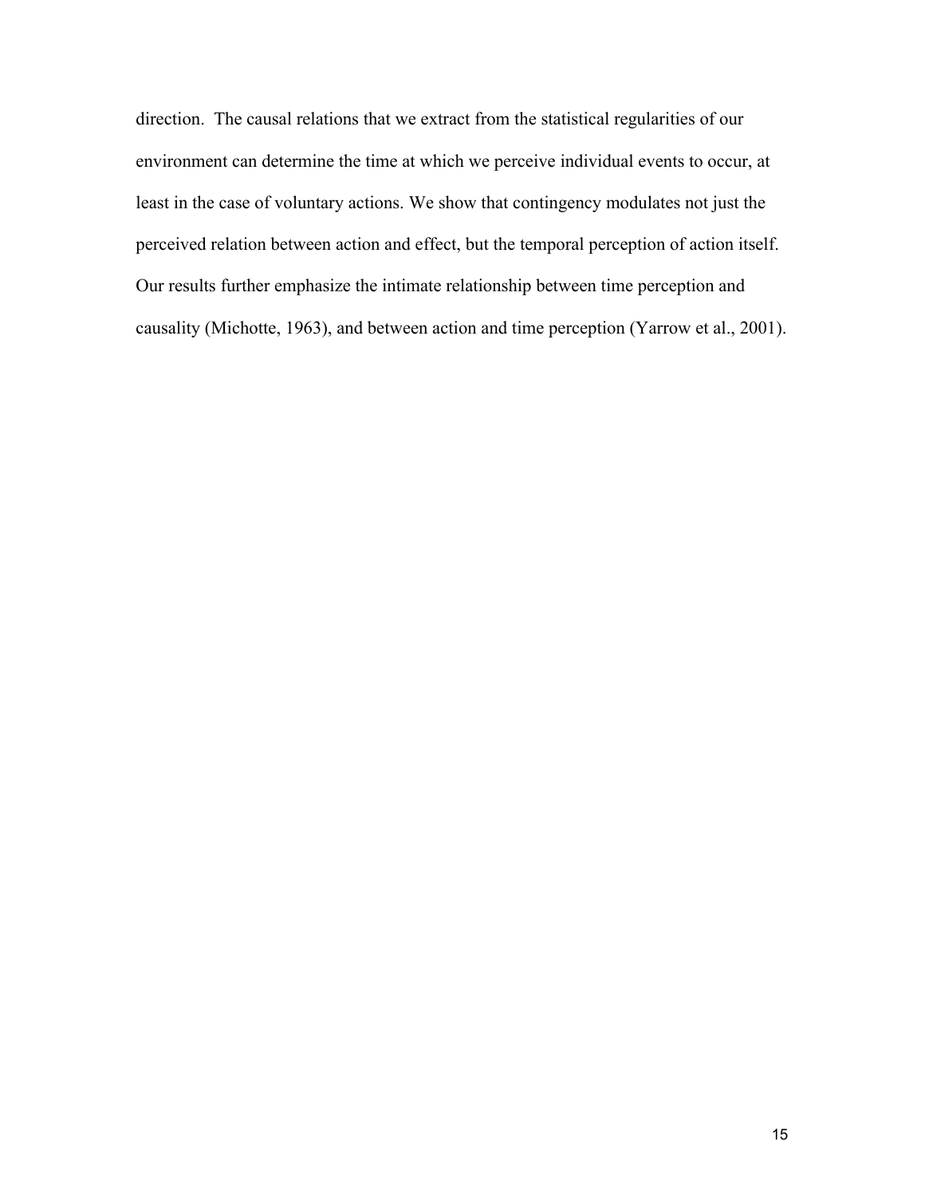direction. The causal relations that we extract from the statistical regularities of our environment can determine the time at which we perceive individual events to occur, at least in the case of voluntary actions. We show that contingency modulates not just the perceived relation between action and effect, but the temporal perception of action itself. Our results further emphasize the intimate relationship between time perception and causality (Michotte, 1963), and between action and time perception (Yarrow et al., 2001).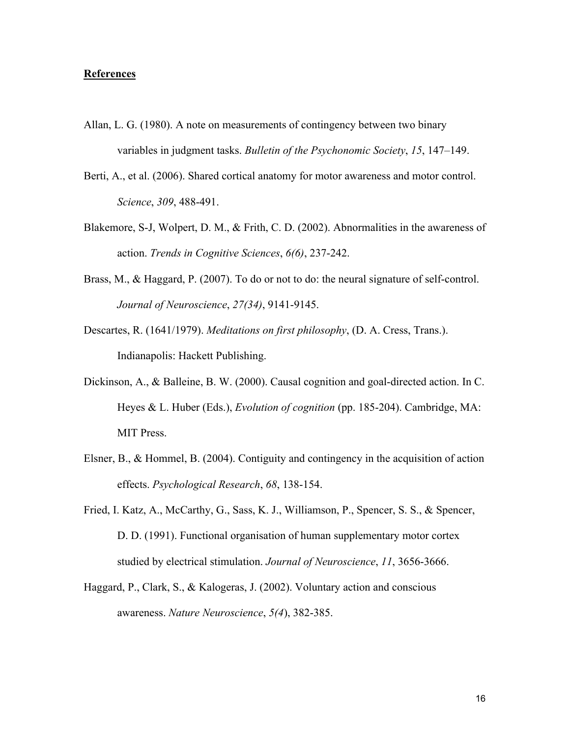**References**

Allan, L. G. (1980). A note on measurements of contingency between two binary variables in judgment tasks. *Bulletin of the Psychonomic Society*, *15*, 147–149.

Berti, A., et al. (2006). Shared cortical anatomy for motor awareness and motor control. *Science*, *309*, 488-491.

Blakemore, S-J, Wolpert, D. M., & Frith, C. D. (2002). Abnormalities in the awareness of action. *Trends in Cognitive Sciences*, *6(6)*, 237-242.

Brass, M., & Haggard, P. (2007). To do or not to do: the neural signature of self-control. *Journal of Neuroscience*, *27(34)*, 9141-9145.

Descartes, R. (1641/1979). *Meditations on first philosophy*, (D. A. Cress, Trans.). Indianapolis: Hackett Publishing.

Dickinson, A., & Balleine, B. W. (2000). Causal cognition and goal-directed action. In C. Heyes & L. Huber (Eds.), *Evolution of cognition* (pp. 185-204). Cambridge, MA: MIT Press.

Elsner, B., & Hommel, B. (2004). Contiguity and contingency in the acquisition of action effects. *Psychological Research*, *68*, 138-154.

Fried, I. Katz, A., McCarthy, G., Sass, K. J., Williamson, P., Spencer, S. S., & Spencer, D. D. (1991). Functional organisation of human supplementary motor cortex studied by electrical stimulation. *Journal of Neuroscience*, *11*, 3656-3666.

Haggard, P., Clark, S., & Kalogeras, J. (2002). Voluntary action and conscious awareness. *Nature Neuroscience*, *5(4)*, 382-385.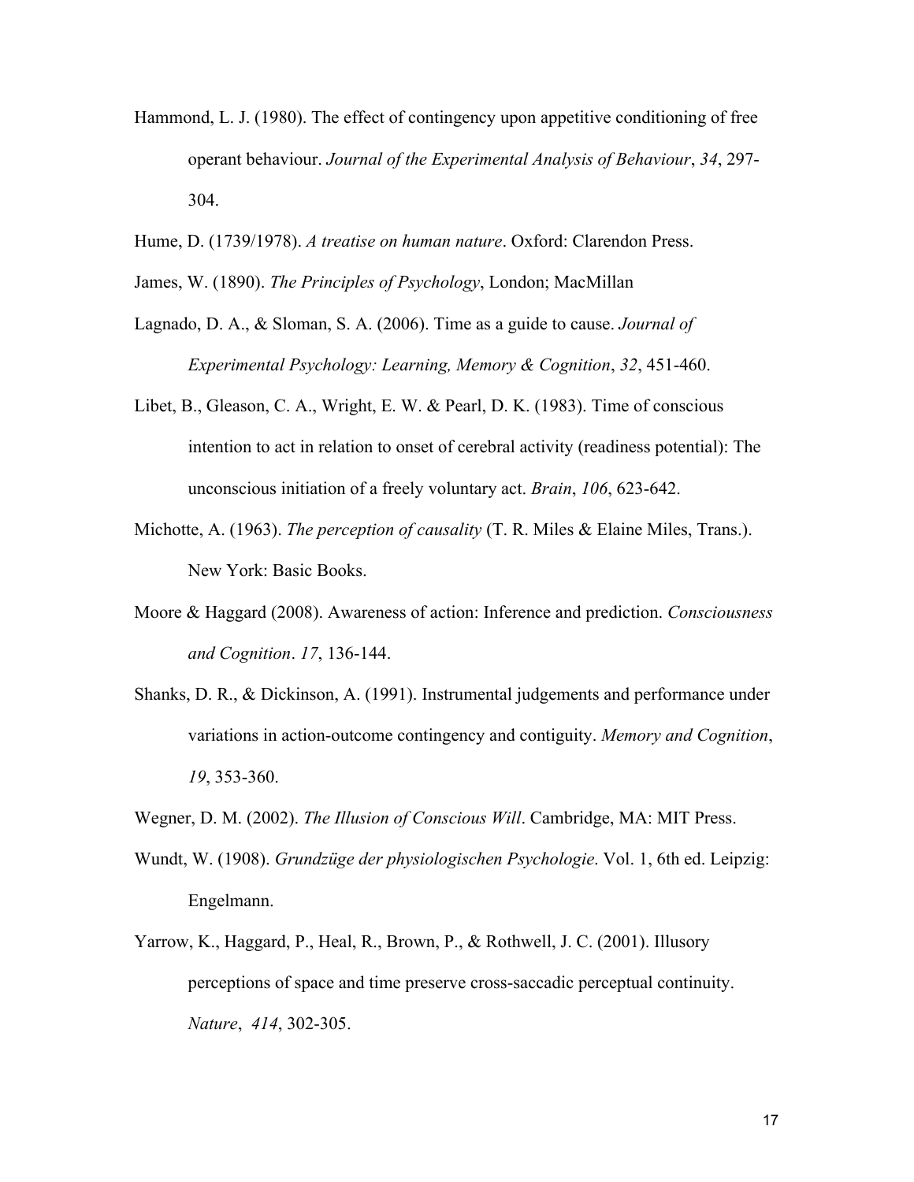Hammond, L. J. (1980). The effect of contingency upon appetitive conditioning of free operant behaviour. *Journal of the Experimental Analysis of Behaviour*, *34*, 297-304.

Hume, D. (1739/1978). *A treatise on human nature*. Oxford: Clarendon Press.

James, W. (1890). *The Principles of Psychology*, London; MacMillan

Lagnado, D. A., & Sloman, S. A. (2006). Time as a guide to cause. *Journal of Experimental Psychology: Learning, Memory & Cognition*, *32*, 451-460.

Libet, B., Gleason, C. A., Wright, E. W. & Pearl, D. K. (1983). Time of conscious intention to act in relation to onset of cerebral activity (readiness potential): The unconscious initiation of a freely voluntary act. *Brain*, *106*, 623-642.

Michotte, A. (1963). *The perception of causality* (T. R. Miles & Elaine Miles, Trans.). New York: Basic Books.

Moore & Haggard (2008). Awareness of action: Inference and prediction. *Consciousness and Cognition*. *17*, 136-144.

Shanks, D. R., & Dickinson, A. (1991). Instrumental judgements and performance under variations in action-outcome contingency and contiguity. *Memory and Cognition*, *19*, 353-360.

Wegner, D. M. (2002). *The Illusion of Conscious Will*. Cambridge, MA: MIT Press.

Wundt, W. (1908). *Grundzüge der physiologischen Psychologie*. Vol. 1, 6th ed. Leipzig: Engelmann.

Yarrow, K., Haggard, P., Heal, R., Brown, P., & Rothwell, J. C. (2001). Illusory perceptions of space and time preserve cross-saccadic perceptual continuity. *Nature*, *414*, 302-305.